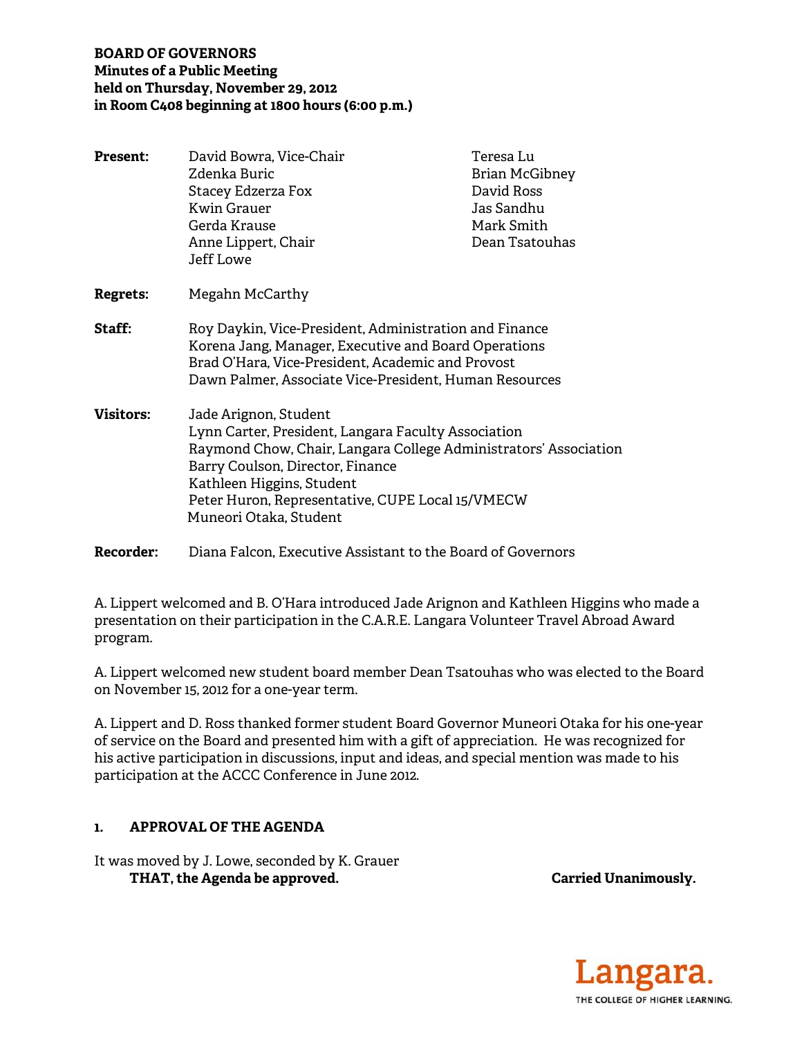**BOARD OF GOVERNORS**
**Minutes of a Public Meeting**
**held on Thursday, November 29, 2012**
**in Room C408 beginning at 1800 hours (6:00 p.m.)**

**Present:** David Bowra, Vice-Chair
Zdenka Buric
Stacey Edzerza Fox
Kwin Grauer
Gerda Krause
Anne Lippert, Chair
Jeff Lowe
Teresa Lu
Brian McGibney
David Ross
Jas Sandhu
Mark Smith
Dean Tsatouhas

**Regrets:** Megahn McCarthy

**Staff:** Roy Daykin, Vice-President, Administration and Finance
Korena Jang, Manager, Executive and Board Operations
Brad O'Hara, Vice-President, Academic and Provost
Dawn Palmer, Associate Vice-President, Human Resources

**Visitors:** Jade Arignon, Student
Lynn Carter, President, Langara Faculty Association
Raymond Chow, Chair, Langara College Administrators' Association
Barry Coulson, Director, Finance
Kathleen Higgins, Student
Peter Huron, Representative, CUPE Local 15/VMECW
Muneori Otaka, Student

**Recorder:** Diana Falcon, Executive Assistant to the Board of Governors

A. Lippert welcomed and B. O'Hara introduced Jade Arignon and Kathleen Higgins who made a presentation on their participation in the C.A.R.E. Langara Volunteer Travel Abroad Award program.

A. Lippert welcomed new student board member Dean Tsatouhas who was elected to the Board on November 15, 2012 for a one-year term.

A. Lippert and D. Ross thanked former student Board Governor Muneori Otaka for his one-year of service on the Board and presented him with a gift of appreciation. He was recognized for his active participation in discussions, input and ideas, and special mention was made to his participation at the ACCC Conference in June 2012.

## 1. APPROVAL OF THE AGENDA

It was moved by J. Lowe, seconded by K. Grauer

**THAT, the Agenda be approved.** **Carried Unanimously.**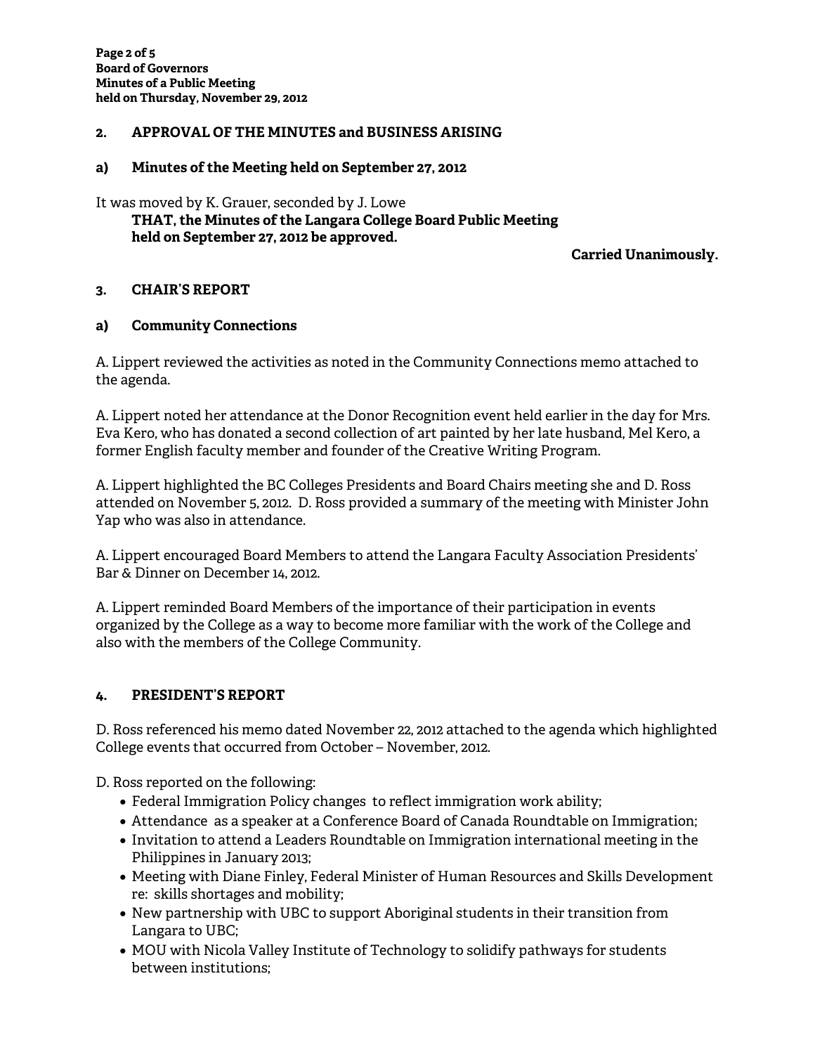## 2. APPROVAL OF THE MINUTES and BUSINESS ARISING

### a) Minutes of the Meeting held on September 27, 2012

It was moved by K. Grauer, seconded by J. Lowe

**THAT, the Minutes of the Langara College Board Public Meeting held on September 27, 2012 be approved.**

**Carried Unanimously.**

## 3. CHAIR'S REPORT

### a) Community Connections

A. Lippert reviewed the activities as noted in the Community Connections memo attached to the agenda.

A. Lippert noted her attendance at the Donor Recognition event held earlier in the day for Mrs. Eva Kero, who has donated a second collection of art painted by her late husband, Mel Kero, a former English faculty member and founder of the Creative Writing Program.

A. Lippert highlighted the BC Colleges Presidents and Board Chairs meeting she and D. Ross attended on November 5, 2012. D. Ross provided a summary of the meeting with Minister John Yap who was also in attendance.

A. Lippert encouraged Board Members to attend the Langara Faculty Association Presidents' Bar & Dinner on December 14, 2012.

A. Lippert reminded Board Members of the importance of their participation in events organized by the College as a way to become more familiar with the work of the College and also with the members of the College Community.

## 4. PRESIDENT'S REPORT

D. Ross referenced his memo dated November 22, 2012 attached to the agenda which highlighted College events that occurred from October – November, 2012.

D. Ross reported on the following:

- Federal Immigration Policy changes to reflect immigration work ability;
- Attendance as a speaker at a Conference Board of Canada Roundtable on Immigration;
- Invitation to attend a Leaders Roundtable on Immigration international meeting in the Philippines in January 2013;
- Meeting with Diane Finley, Federal Minister of Human Resources and Skills Development re: skills shortages and mobility;
- New partnership with UBC to support Aboriginal students in their transition from Langara to UBC;
- MOU with Nicola Valley Institute of Technology to solidify pathways for students between institutions;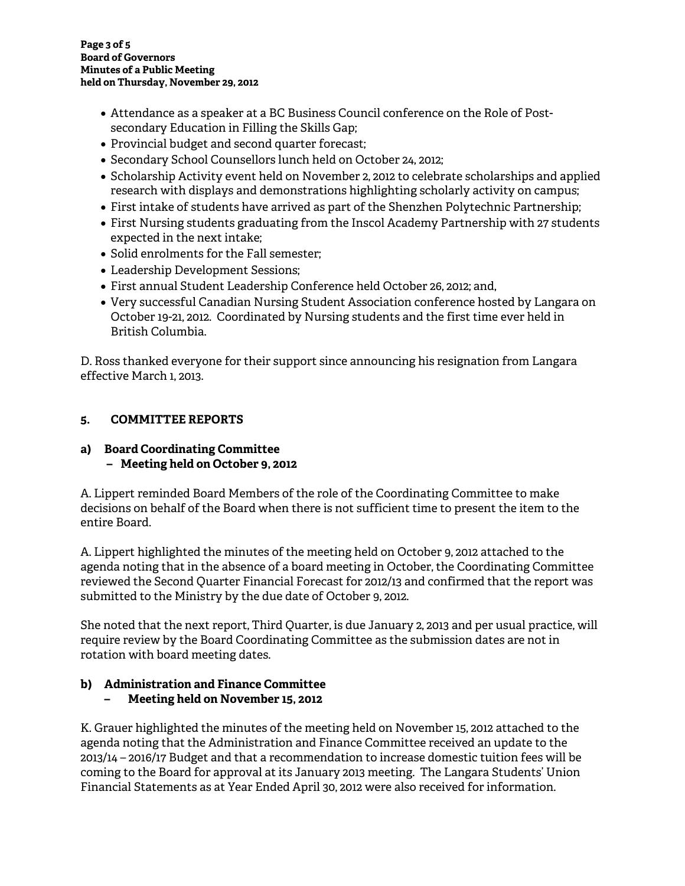- Attendance as a speaker at a BC Business Council conference on the Role of Post-secondary Education in Filling the Skills Gap;
- Provincial budget and second quarter forecast;
- Secondary School Counsellors lunch held on October 24, 2012;
- Scholarship Activity event held on November 2, 2012 to celebrate scholarships and applied research with displays and demonstrations highlighting scholarly activity on campus;
- First intake of students have arrived as part of the Shenzhen Polytechnic Partnership;
- First Nursing students graduating from the Inscol Academy Partnership with 27 students expected in the next intake;
- Solid enrolments for the Fall semester;
- Leadership Development Sessions;
- First annual Student Leadership Conference held October 26, 2012; and,
- Very successful Canadian Nursing Student Association conference hosted by Langara on October 19-21, 2012. Coordinated by Nursing students and the first time ever held in British Columbia.

D. Ross thanked everyone for their support since announcing his resignation from Langara effective March 1, 2013.

## 5. COMMITTEE REPORTS

### a) Board Coordinating Committee – Meeting held on October 9, 2012

A. Lippert reminded Board Members of the role of the Coordinating Committee to make decisions on behalf of the Board when there is not sufficient time to present the item to the entire Board.

A. Lippert highlighted the minutes of the meeting held on October 9, 2012 attached to the agenda noting that in the absence of a board meeting in October, the Coordinating Committee reviewed the Second Quarter Financial Forecast for 2012/13 and confirmed that the report was submitted to the Ministry by the due date of October 9, 2012.

She noted that the next report, Third Quarter, is due January 2, 2013 and per usual practice, will require review by the Board Coordinating Committee as the submission dates are not in rotation with board meeting dates.

### b) Administration and Finance Committee – Meeting held on November 15, 2012

K. Grauer highlighted the minutes of the meeting held on November 15, 2012 attached to the agenda noting that the Administration and Finance Committee received an update to the 2013/14 – 2016/17 Budget and that a recommendation to increase domestic tuition fees will be coming to the Board for approval at its January 2013 meeting. The Langara Students' Union Financial Statements as at Year Ended April 30, 2012 were also received for information.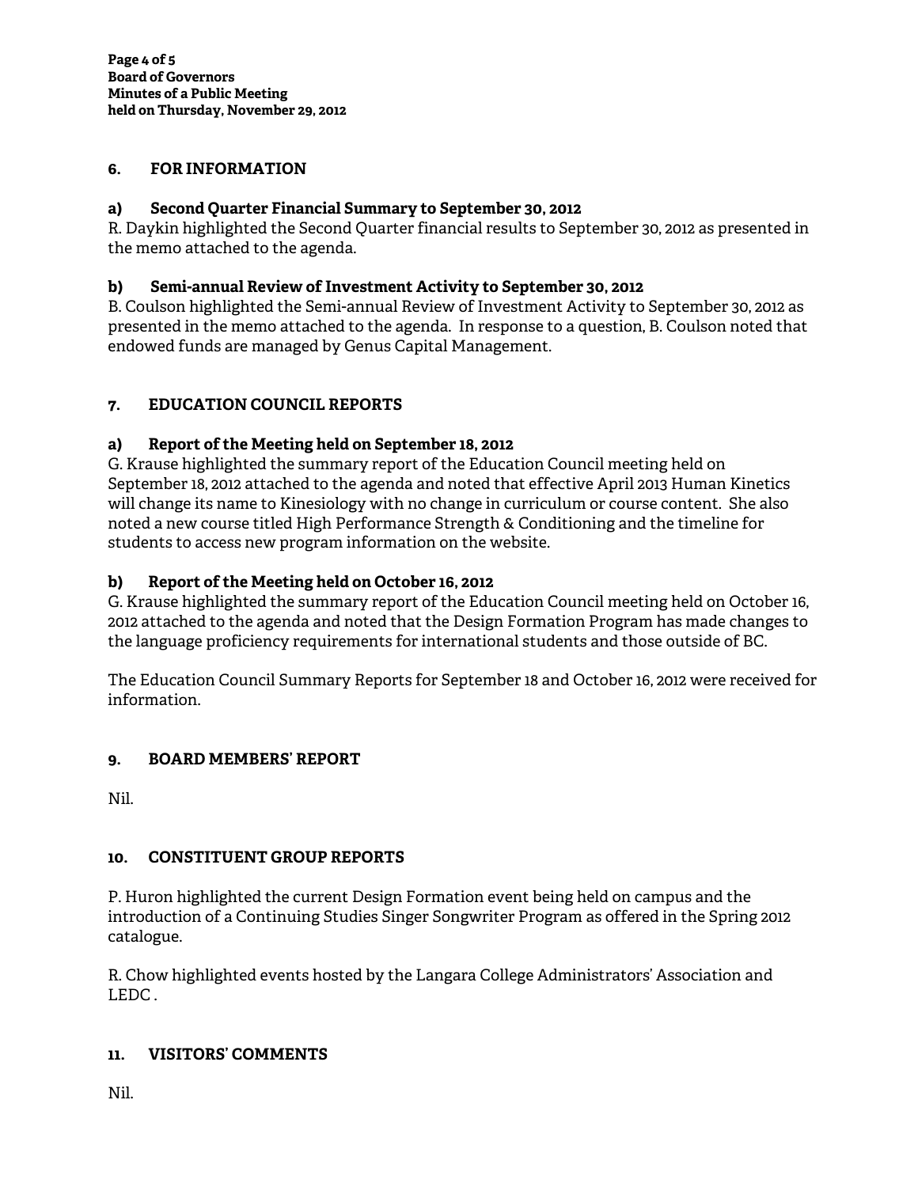## 6. FOR INFORMATION

### a) Second Quarter Financial Summary to September 30, 2012

R. Daykin highlighted the Second Quarter financial results to September 30, 2012 as presented in the memo attached to the agenda.

### b) Semi-annual Review of Investment Activity to September 30, 2012

B. Coulson highlighted the Semi-annual Review of Investment Activity to September 30, 2012 as presented in the memo attached to the agenda. In response to a question, B. Coulson noted that endowed funds are managed by Genus Capital Management.

## 7. EDUCATION COUNCIL REPORTS

### a) Report of the Meeting held on September 18, 2012

G. Krause highlighted the summary report of the Education Council meeting held on September 18, 2012 attached to the agenda and noted that effective April 2013 Human Kinetics will change its name to Kinesiology with no change in curriculum or course content. She also noted a new course titled High Performance Strength & Conditioning and the timeline for students to access new program information on the website.

### b) Report of the Meeting held on October 16, 2012

G. Krause highlighted the summary report of the Education Council meeting held on October 16, 2012 attached to the agenda and noted that the Design Formation Program has made changes to the language proficiency requirements for international students and those outside of BC.

The Education Council Summary Reports for September 18 and October 16, 2012 were received for information.

## 9. BOARD MEMBERS' REPORT

Nil.

## 10. CONSTITUENT GROUP REPORTS

P. Huron highlighted the current Design Formation event being held on campus and the introduction of a Continuing Studies Singer Songwriter Program as offered in the Spring 2012 catalogue.

R. Chow highlighted events hosted by the Langara College Administrators' Association and LEDC .

## 11. VISITORS' COMMENTS

Nil.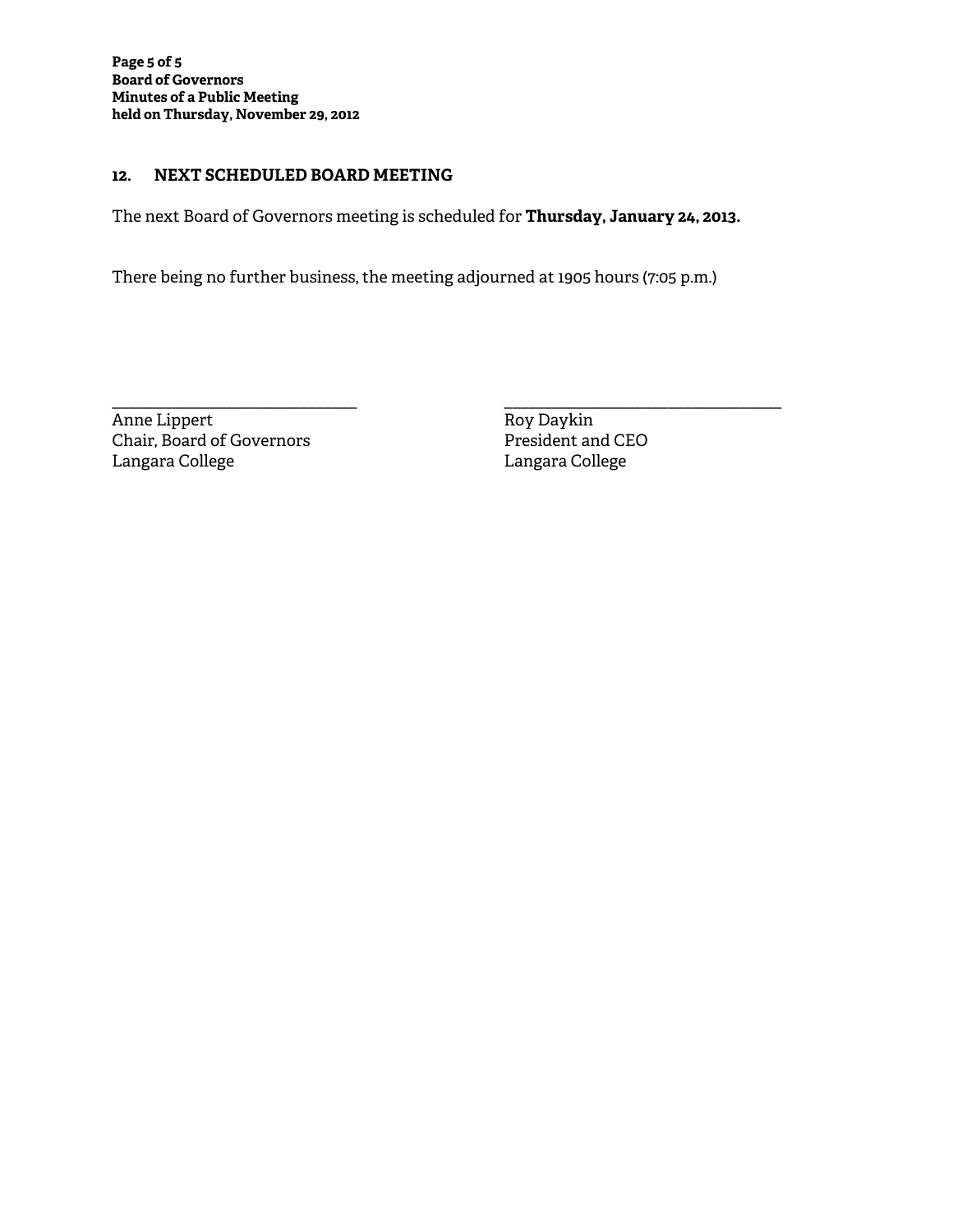## 12. NEXT SCHEDULED BOARD MEETING

The next Board of Governors meeting is scheduled for **Thursday, January 24, 2013.**

There being no further business, the meeting adjourned at 1905 hours (7:05 p.m.)

\_\_\_\_\_\_\_\_\_\_\_\_\_\_\_\_\_\_\_\_\_\_\_\_\_\_\_\_\_\_
Anne Lippert
Chair, Board of Governors
Langara College

\_\_\_\_\_\_\_\_\_\_\_\_\_\_\_\_\_\_\_\_\_\_\_\_\_\_\_\_\_\_
Roy Daykin
President and CEO
Langara College